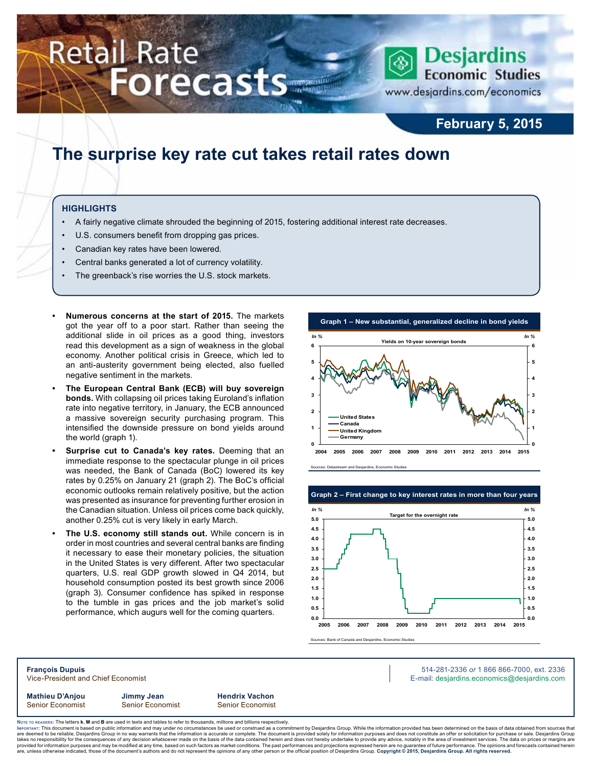# Retail Rate Forecasts

Desjardins Economic Studies
www.desjardins.com/economics

**February 5, 2015**

## The surprise key rate cut takes retail rates down

### HIGHLIGHTS

- A fairly negative climate shrouded the beginning of 2015, fostering additional interest rate decreases.
- U.S. consumers benefit from dropping gas prices.
- Canadian key rates have been lowered.
- Central banks generated a lot of currency volatility.
- The greenback's rise worries the U.S. stock markets.

- **Numerous concerns at the start of 2015.** The markets got the year off to a poor start. Rather than seeing the additional slide in oil prices as a good thing, investors read this development as a sign of weakness in the global economy. Another political crisis in Greece, which led to an anti-austerity government being elected, also fuelled negative sentiment in the markets.
- **The European Central Bank (ECB) will buy sovereign bonds.** With collapsing oil prices taking Euroland's inflation rate into negative territory, in January, the ECB announced a massive sovereign security purchasing program. This intensified the downside pressure on bond yields around the world (graph 1).
- **Surprise cut to Canada's key rates.** Deeming that an immediate response to the spectacular plunge in oil prices was needed, the Bank of Canada (BoC) lowered its key rates by 0.25% on January 21 (graph 2). The BoC's official economic outlooks remain relatively positive, but the action was presented as insurance for preventing further erosion in the Canadian situation. Unless oil prices come back quickly, another 0.25% cut is very likely in early March.
- **The U.S. economy still stands out.** While concern is in order in most countries and several central banks are finding it necessary to ease their monetary policies, the situation in the United States is very different. After two spectacular quarters, U.S. real GDP growth slowed in Q4 2014, but household consumption posted its best growth since 2006 (graph 3). Consumer confidence has spiked in response to the tumble in gas prices and the job market's solid performance, which augurs well for the coming quarters.

**Graph 1 – New substantial, generalized decline in bond yields**

Yields on 10-year sovereign bonds (In %) — United States, Canada, United Kingdom, Germany

Sources: Datastream and Desjardins, Economic Studies

**Graph 2 – First change to key interest rates in more than four years**

Target for the overnight rate (In %)

Sources: Bank of Canada and Desjardins, Economic Studies

**François Dupuis**
Vice-President and Chief Economist

514-281-2336 *or* 1 866 866-7000, ext. 2336
E-mail: desjardins.economics@desjardins.com

**Mathieu D'Anjou**
Senior Economist

**Jimmy Jean**
Senior Economist

**Hendrix Vachon**
Senior Economist

Note to readers: The letters **k**, **M** and **B** are used in texts and tables to refer to thousands, millions and billions respectively.
Important: This document is based on public information and may under no circumstances be used or construed as a commitment by Desjardins Group. While the information provided has been determined on the basis of data obtained from sources that are deemed to be reliable, Desjardins Group in no way warrants that the information is accurate or complete. The document is provided solely for information purposes and does not constitute an offer or solicitation for purchase or sale. Desjardins Group takes no responsibility for the consequences of any decision whatsoever made on the basis of the data contained herein and does not hereby undertake to provide any advice, notably in the area of investment services. The data on prices or margins are provided for information purposes and may be modified at any time, based on such factors as market conditions. The past performances and projections expressed herein are no guarantee of future performance. The opinions and forecasts contained herein are, unless otherwise indicated, those of the document's authors and do not represent the opinions of any other person or the official position of Desjardins Group. **Copyright © 2015, Desjardins Group. All rights reserved.**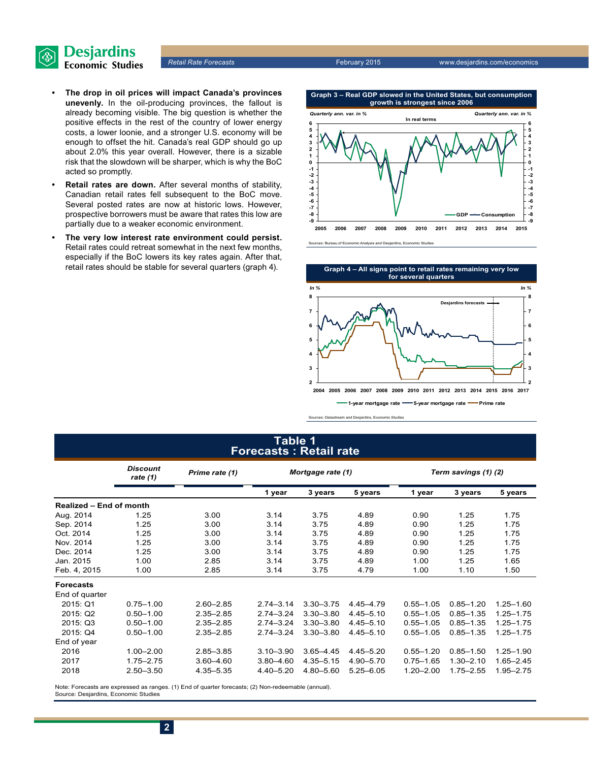- **The drop in oil prices will impact Canada's provinces unevenly.** In the oil-producing provinces, the fallout is already becoming visible. The big question is whether the positive effects in the rest of the country of lower energy costs, a lower loonie, and a stronger U.S. economy will be enough to offset the hit. Canada's real GDP should go up about 2.0% this year overall. However, there is a sizable risk that the slowdown will be sharper, which is why the BoC acted so promptly.
- **Retail rates are down.** After several months of stability, Canadian retail rates fell subsequent to the BoC move. Several posted rates are now at historic lows. However, prospective borrowers must be aware that rates this low are partially due to a weaker economic environment.
- **The very low interest rate environment could persist.** Retail rates could retreat somewhat in the next few months, especially if the BoC lowers its key rates again. After that, retail rates should be stable for several quarters (graph 4).

**Graph 3 – Real GDP slowed in the United States, but consumption growth is strongest since 2006**

Sources: Bureau of Economic Analysis and Desjardins, Economic Studies

**Graph 4 – All signs point to retail rates remaining very low for several quarters**

Sources: Datastream and Desjardins, Economic Studies

## Table 1
## Forecasts : Retail rate

| | Discount rate (1) | Prime rate (1) | Mortgage rate (1) | | | Term savings (1) (2) | | |
|---|---|---|---|---|---|---|---|---|
| | | | 1 year | 3 years | 5 years | 1 year | 3 years | 5 years |
| **Realized – End of month** | | | | | | | | |
| Aug. 2014 | 1.25 | 3.00 | 3.14 | 3.75 | 4.89 | 0.90 | 1.25 | 1.75 |
| Sep. 2014 | 1.25 | 3.00 | 3.14 | 3.75 | 4.89 | 0.90 | 1.25 | 1.75 |
| Oct. 2014 | 1.25 | 3.00 | 3.14 | 3.75 | 4.89 | 0.90 | 1.25 | 1.75 |
| Nov. 2014 | 1.25 | 3.00 | 3.14 | 3.75 | 4.89 | 0.90 | 1.25 | 1.75 |
| Dec. 2014 | 1.25 | 3.00 | 3.14 | 3.75 | 4.89 | 0.90 | 1.25 | 1.75 |
| Jan. 2015 | 1.00 | 2.85 | 3.14 | 3.75 | 4.89 | 1.00 | 1.25 | 1.65 |
| Feb. 4, 2015 | 1.00 | 2.85 | 3.14 | 3.75 | 4.79 | 1.00 | 1.10 | 1.50 |
| **Forecasts** | | | | | | | | |
| End of quarter | | | | | | | | |
| 2015: Q1 | 0.75–1.00 | 2.60–2.85 | 2.74–3.14 | 3.30–3.75 | 4.45–4.79 | 0.55–1.05 | 0.85–1.20 | 1.25–1.60 |
| 2015: Q2 | 0.50–1.00 | 2.35–2.85 | 2.74–3.24 | 3.30–3.80 | 4.45–5.10 | 0.55–1.05 | 0.85–1.35 | 1.25–1.75 |
| 2015: Q3 | 0.50–1.00 | 2.35–2.85 | 2.74–3.24 | 3.30–3.80 | 4.45–5.10 | 0.55–1.05 | 0.85–1.35 | 1.25–1.75 |
| 2015: Q4 | 0.50–1.00 | 2.35–2.85 | 2.74–3.24 | 3.30–3.80 | 4.45–5.10 | 0.55–1.05 | 0.85–1.35 | 1.25–1.75 |
| End of year | | | | | | | | |
| 2016 | 1.00–2.00 | 2.85–3.85 | 3.10–3.90 | 3.65–4.45 | 4.45–5.20 | 0.55–1.20 | 0.85–1.50 | 1.25–1.90 |
| 2017 | 1.75–2.75 | 3.60–4.60 | 3.80–4.60 | 4.35–5.15 | 4.90–5.70 | 0.75–1.65 | 1.30–2.10 | 1.65–2.45 |
| 2018 | 2.50–3.50 | 4.35–5.35 | 4.40–5.20 | 4.80–5.60 | 5.25–6.05 | 1.20–2.00 | 1.75–2.55 | 1.95–2.75 |

Note: Forecasts are expressed as ranges. (1) End of quarter forecasts; (2) Non-redeemable (annual).
Source: Desjardins, Economic Studies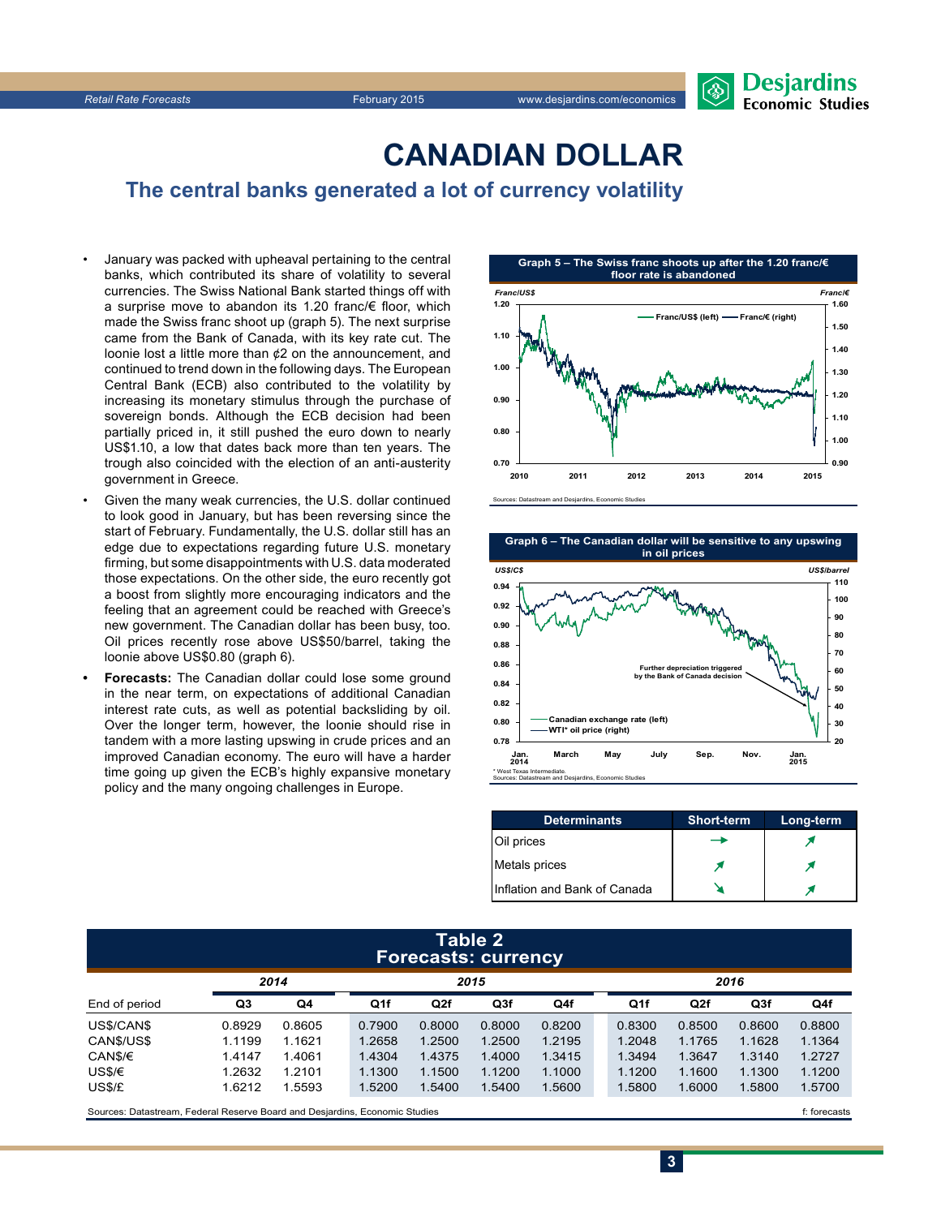# CANADIAN DOLLAR

## The central banks generated a lot of currency volatility

- January was packed with upheaval pertaining to the central banks, which contributed its share of volatility to several currencies. The Swiss National Bank started things off with a surprise move to abandon its 1.20 franc/€ floor, which made the Swiss franc shoot up (graph 5). The next surprise came from the Bank of Canada, with its key rate cut. The loonie lost a little more than ¢2 on the announcement, and continued to trend down in the following days. The European Central Bank (ECB) also contributed to the volatility by increasing its monetary stimulus through the purchase of sovereign bonds. Although the ECB decision had been partially priced in, it still pushed the euro down to nearly US$1.10, a low that dates back more than ten years. The trough also coincided with the election of an anti-austerity government in Greece.
- Given the many weak currencies, the U.S. dollar continued to look good in January, but has been reversing since the start of February. Fundamentally, the U.S. dollar still has an edge due to expectations regarding future U.S. monetary firming, but some disappointments with U.S. data moderated those expectations. On the other side, the euro recently got a boost from slightly more encouraging indicators and the feeling that an agreement could be reached with Greece's new government. The Canadian dollar has been busy, too. Oil prices recently rose above US$50/barrel, taking the loonie above US$0.80 (graph 6).
- **Forecasts:** The Canadian dollar could lose some ground in the near term, on expectations of additional Canadian interest rate cuts, as well as potential backsliding by oil. Over the longer term, however, the loonie should rise in tandem with a more lasting upswing in crude prices and an improved Canadian economy. The euro will have a harder time going up given the ECB's highly expansive monetary policy and the many ongoing challenges in Europe.

**Graph 5 – The Swiss franc shoots up after the 1.20 franc/€ floor rate is abandoned**

Sources: Datastream and Desjardins, Economic Studies

**Graph 6 – The Canadian dollar will be sensitive to any upswing in oil prices**

\* West Texas Intermediate.
Sources: Datastream and Desjardins, Economic Studies

| Determinants | Short-term | Long-term |
|---|---|---|
| Oil prices | → | ↗ |
| Metals prices | ↗ | ↗ |
| Inflation and Bank of Canada | ↘ | ↗ |

**Table 2**
**Forecasts: currency**

| | 2014 | | 2015 | | | | 2016 | | | |
|---|---|---|---|---|---|---|---|---|---|---|
| End of period | Q3 | Q4 | Q1f | Q2f | Q3f | Q4f | Q1f | Q2f | Q3f | Q4f |
| US$/CAN$ | 0.8929 | 0.8605 | 0.7900 | 0.8000 | 0.8000 | 0.8200 | 0.8300 | 0.8500 | 0.8600 | 0.8800 |
| CAN$/US$ | 1.1199 | 1.1621 | 1.2658 | 1.2500 | 1.2500 | 1.2195 | 1.2048 | 1.1765 | 1.1628 | 1.1364 |
| CAN$/€ | 1.4147 | 1.4061 | 1.4304 | 1.4375 | 1.4000 | 1.3415 | 1.3494 | 1.3647 | 1.3140 | 1.2727 |
| US$/€ | 1.2632 | 1.2101 | 1.1300 | 1.1500 | 1.1200 | 1.1000 | 1.1200 | 1.1600 | 1.1300 | 1.1200 |
| US$/£ | 1.6212 | 1.5593 | 1.5200 | 1.5400 | 1.5400 | 1.5600 | 1.5800 | 1.6000 | 1.5800 | 1.5700 |

Sources: Datastream, Federal Reserve Board and Desjardins, Economic Studies — f: forecasts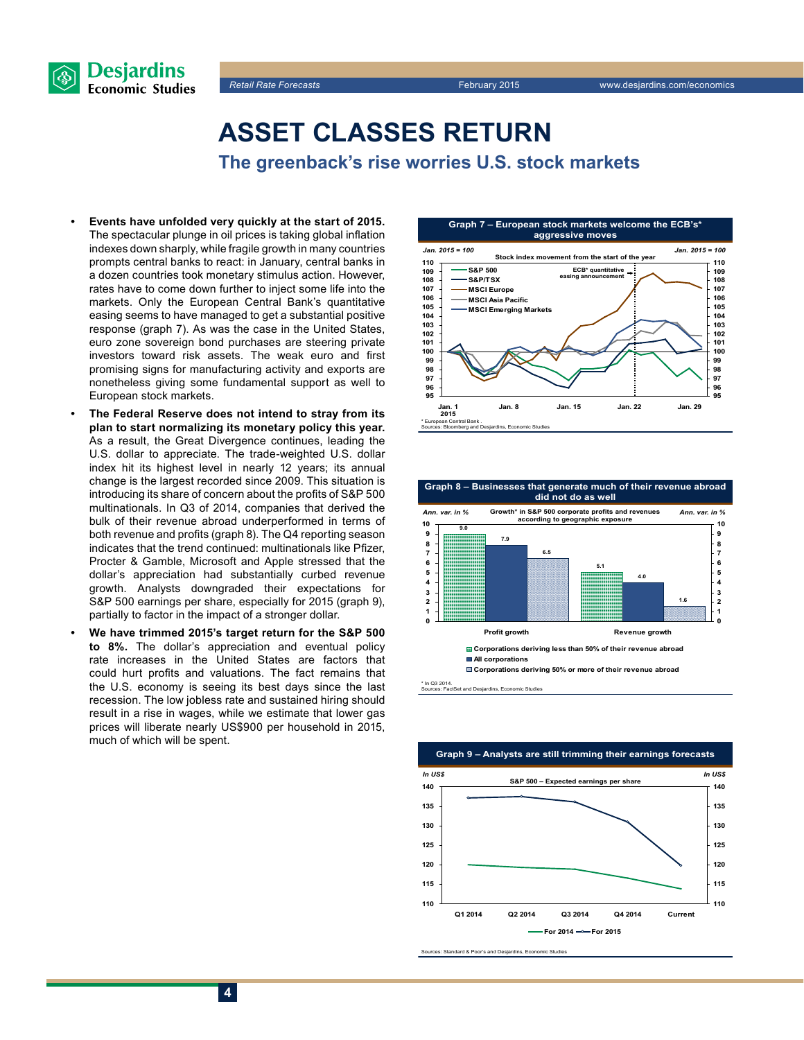# ASSET CLASSES RETURN

## The greenback's rise worries U.S. stock markets

- **Events have unfolded very quickly at the start of 2015.** The spectacular plunge in oil prices is taking global inflation indexes down sharply, while fragile growth in many countries prompts central banks to react: in January, central banks in a dozen countries took monetary stimulus action. However, rates have to come down further to inject some life into the markets. Only the European Central Bank's quantitative easing seems to have managed to get a substantial positive response (graph 7). As was the case in the United States, euro zone sovereign bond purchases are steering private investors toward risk assets. The weak euro and first promising signs for manufacturing activity and exports are nonetheless giving some fundamental support as well to European stock markets.
- **The Federal Reserve does not intend to stray from its plan to start normalizing its monetary policy this year.** As a result, the Great Divergence continues, leading the U.S. dollar to appreciate. The trade-weighted U.S. dollar index hit its highest level in nearly 12 years; its annual change is the largest recorded since 2009. This situation is introducing its share of concern about the profits of S&P 500 multinationals. In Q3 of 2014, companies that derived the bulk of their revenue abroad underperformed in terms of both revenue and profits (graph 8). The Q4 reporting season indicates that the trend continued: multinationals like Pfizer, Procter & Gamble, Microsoft and Apple stressed that the dollar's appreciation had substantially curbed revenue growth. Analysts downgraded their expectations for S&P 500 earnings per share, especially for 2015 (graph 9), partially to factor in the impact of a stronger dollar.
- **We have trimmed 2015's target return for the S&P 500 to 8%.** The dollar's appreciation and eventual policy rate increases in the United States are factors that could hurt profits and valuations. The fact remains that the U.S. economy is seeing its best days since the last recession. The low jobless rate and sustained hiring should result in a rise in wages, while we estimate that lower gas prices will liberate nearly US$900 per household in 2015, much of which will be spent.

**Graph 7 – European stock markets welcome the ECB's* aggressive moves**

Stock index movement from the start of the year (Jan. 2015 = 100)

* European Central Bank.
Sources: Bloomberg and Desjardins, Economic Studies

**Graph 8 – Businesses that generate much of their revenue abroad did not do as well**

Growth* in S&P 500 corporate profits and revenues according to geographic exposure (Ann. var. in %)

| | Profit growth | Revenue growth |
|---|---|---|
| Corporations deriving less than 50% of their revenue abroad | 9.0 | 5.1 |
| All corporations | 7.9 | 4.0 |
| Corporations deriving 50% or more of their revenue abroad | 6.5 | 1.6 |

* In Q3 2014.
Sources: FactSet and Desjardins, Economic Studies

**Graph 9 – Analysts are still trimming their earnings forecasts**

S&P 500 – Expected earnings per share (In US$)

Sources: Standard & Poor's and Desjardins, Economic Studies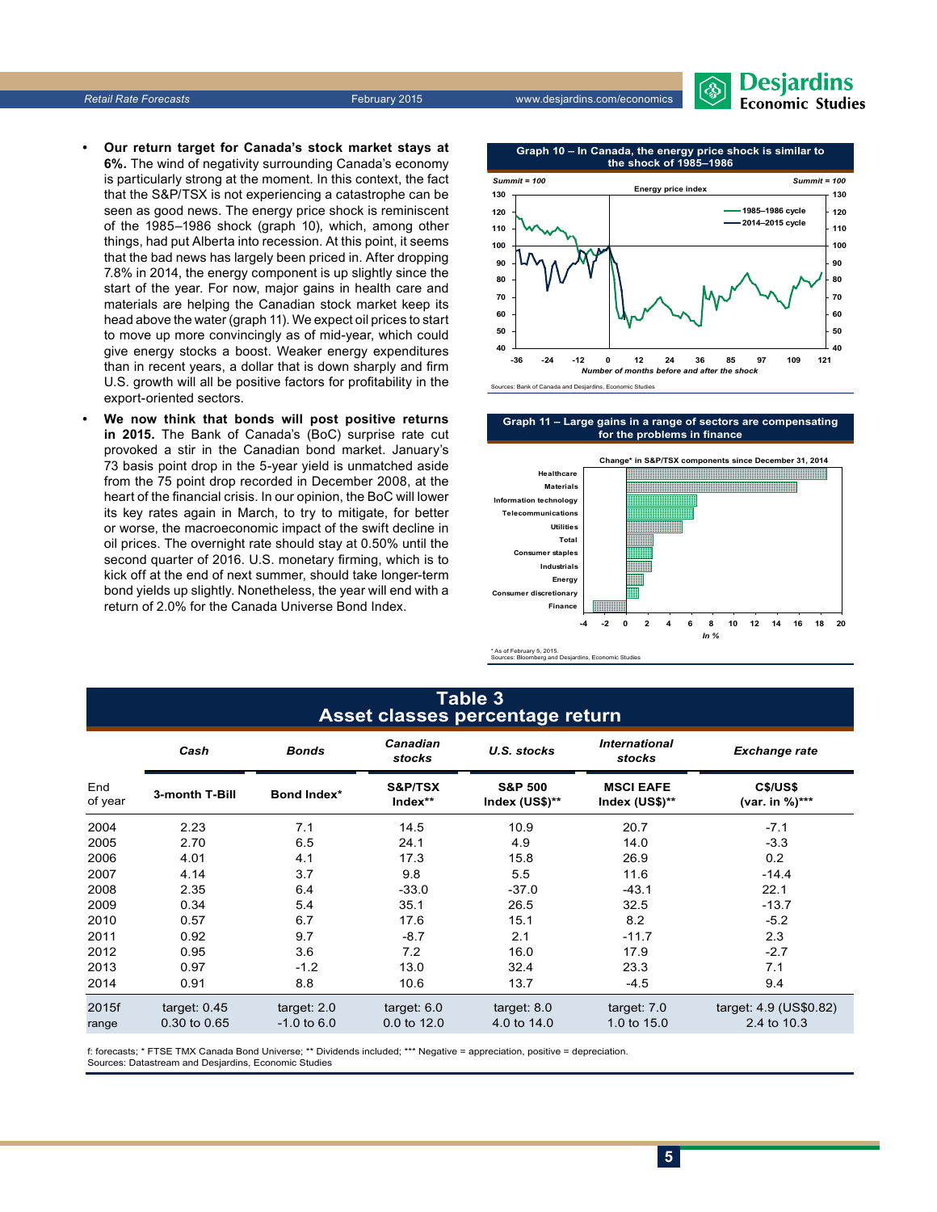- **Our return target for Canada's stock market stays at 6%.** The wind of negativity surrounding Canada's economy is particularly strong at the moment. In this context, the fact that the S&P/TSX is not experiencing a catastrophe can be seen as good news. The energy price shock is reminiscent of the 1985–1986 shock (graph 10), which, among other things, had put Alberta into recession. At this point, it seems that the bad news has largely been priced in. After dropping 7.8% in 2014, the energy component is up slightly since the start of the year. For now, major gains in health care and materials are helping the Canadian stock market keep its head above the water (graph 11). We expect oil prices to start to move up more convincingly as of mid-year, which could give energy stocks a boost. Weaker energy expenditures than in recent years, a dollar that is down sharply and firm U.S. growth will all be positive factors for profitability in the export-oriented sectors.
- **We now think that bonds will post positive returns in 2015.** The Bank of Canada's (BoC) surprise rate cut provoked a stir in the Canadian bond market. January's 73 basis point drop in the 5-year yield is unmatched aside from the 75 point drop recorded in December 2008, at the heart of the financial crisis. In our opinion, the BoC will lower its key rates again in March, to try to mitigate, for better or worse, the macroeconomic impact of the swift decline in oil prices. The overnight rate should stay at 0.50% until the second quarter of 2016. U.S. monetary firming, which is to kick off at the end of next summer, should take longer-term bond yields up slightly. Nonetheless, the year will end with a return of 2.0% for the Canada Universe Bond Index.

**Graph 10 – In Canada, the energy price shock is similar to the shock of 1985–1986**

Summit = 100

Energy price index

Summit = 100

1985–1986 cycle

2014–2015 cycle

130, 120, 110, 100, 90, 80, 70, 60, 50, 40

-36, -24, -12, 0, 12, 24, 36, 85, 97, 109, 121

Number of months before and after the shock

Sources: Bank of Canada and Desjardins, Economic Studies

**Graph 11 – Large gains in a range of sectors are compensating for the problems in finance**

Change* in S&P/TSX components since December 31, 2014

Healthcare

Materials

Information technology

Telecommunications

Utilities

Total

Consumer staples

Industrials

Energy

Consumer discretionary

Finance

-4, -2, 0, 2, 4, 6, 8, 10, 12, 14, 16, 18, 20

In %

* As of February 5, 2015.
Sources: Bloomberg and Desjardins, Economic Studies

## Table 3
## Asset classes percentage return

| | Cash | Bonds | Canadian stocks | U.S. stocks | International stocks | Exchange rate |
|---|---|---|---|---|---|---|
| End of year | 3-month T-Bill | Bond Index* | S&P/TSX Index** | S&P 500 Index (US$)** | MSCI EAFE Index (US$)** | C$/US$ (var. in %)*** |
| 2004 | 2.23 | 7.1 | 14.5 | 10.9 | 20.7 | -7.1 |
| 2005 | 2.70 | 6.5 | 24.1 | 4.9 | 14.0 | -3.3 |
| 2006 | 4.01 | 4.1 | 17.3 | 15.8 | 26.9 | 0.2 |
| 2007 | 4.14 | 3.7 | 9.8 | 5.5 | 11.6 | -14.4 |
| 2008 | 2.35 | 6.4 | -33.0 | -37.0 | -43.1 | 22.1 |
| 2009 | 0.34 | 5.4 | 35.1 | 26.5 | 32.5 | -13.7 |
| 2010 | 0.57 | 6.7 | 17.6 | 15.1 | 8.2 | -5.2 |
| 2011 | 0.92 | 9.7 | -8.7 | 2.1 | -11.7 | 2.3 |
| 2012 | 0.95 | 3.6 | 7.2 | 16.0 | 17.9 | -2.7 |
| 2013 | 0.97 | -1.2 | 13.0 | 32.4 | 23.3 | 7.1 |
| 2014 | 0.91 | 8.8 | 10.6 | 13.7 | -4.5 | 9.4 |
| 2015f | target: 0.45 | target: 2.0 | target: 6.0 | target: 8.0 | target: 7.0 | target: 4.9 (US$0.82) |
| range | 0.30 to 0.65 | -1.0 to 6.0 | 0.0 to 12.0 | 4.0 to 14.0 | 1.0 to 15.0 | 2.4 to 10.3 |

f: forecasts; * FTSE TMX Canada Bond Universe; ** Dividends included; *** Negative = appreciation, positive = depreciation.
Sources: Datastream and Desjardins, Economic Studies